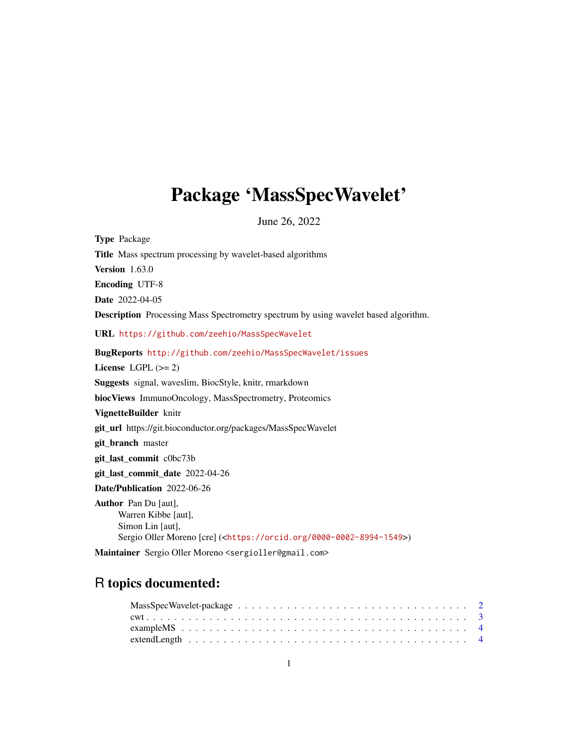# Package 'MassSpecWavelet'

June 26, 2022

**Type** Package

**Title** Mass spectrum processing by wavelet-based algorithms

**Version** 1.63.0

**Encoding** UTF-8

**Date** 2022-04-05

**Description** Processing Mass Spectrometry spectrum by using wavelet based algorithm.

**URL** https://github.com/zeehio/MassSpecWavelet

**BugReports** http://github.com/zeehio/MassSpecWavelet/issues

**License** LGPL (>= 2)

**Suggests** signal, waveslim, BiocStyle, knitr, rmarkdown

**biocViews** ImmunoOncology, MassSpectrometry, Proteomics

**VignetteBuilder** knitr

**git_url** https://git.bioconductor.org/packages/MassSpecWavelet

**git_branch** master

**git_last_commit** c0bc73b

**git_last_commit_date** 2022-04-26

**Date/Publication** 2022-06-26

**Author** Pan Du [aut],
Warren Kibbe [aut],
Simon Lin [aut],
Sergio Oller Moreno [cre] (<https://orcid.org/0000-0002-8994-1549>)

**Maintainer** Sergio Oller Moreno <sergioller@gmail.com>

## R topics documented:

- MassSpecWavelet-package . . . . . . . . . . . . . . . . . . . . . . . . . . . . . . . . 2
- cwt . . . . . . . . . . . . . . . . . . . . . . . . . . . . . . . . . . . . . . . . . . . 3
- exampleMS . . . . . . . . . . . . . . . . . . . . . . . . . . . . . . . . . . . . . . . 4
- extendLength . . . . . . . . . . . . . . . . . . . . . . . . . . . . . . . . . . . . . 4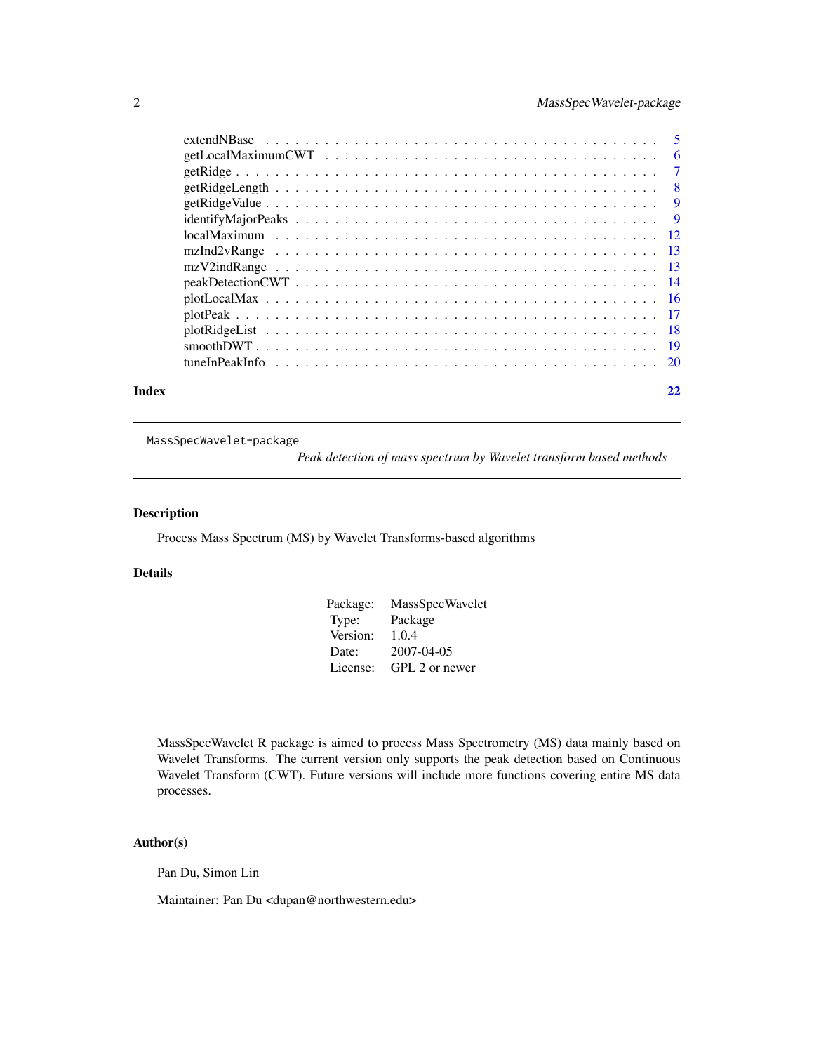extendNBase . . . . . . . . . . . . . . . . . . . . . . . . . . . . . . . . . . . . 5
getLocalMaximumCWT . . . . . . . . . . . . . . . . . . . . . . . . . . . . . . . 6
getRidge . . . . . . . . . . . . . . . . . . . . . . . . . . . . . . . . . . . . . . 7
getRidgeLength . . . . . . . . . . . . . . . . . . . . . . . . . . . . . . . . . . 8
getRidgeValue . . . . . . . . . . . . . . . . . . . . . . . . . . . . . . . . . . 9
identifyMajorPeaks . . . . . . . . . . . . . . . . . . . . . . . . . . . . . . . 9
localMaximum . . . . . . . . . . . . . . . . . . . . . . . . . . . . . . . . . . 12
mzInd2vRange . . . . . . . . . . . . . . . . . . . . . . . . . . . . . . . . . . 13
mzV2indRange . . . . . . . . . . . . . . . . . . . . . . . . . . . . . . . . . . 13
peakDetectionCWT . . . . . . . . . . . . . . . . . . . . . . . . . . . . . . . . 14
plotLocalMax . . . . . . . . . . . . . . . . . . . . . . . . . . . . . . . . . . 16
plotPeak . . . . . . . . . . . . . . . . . . . . . . . . . . . . . . . . . . . . . 17
plotRidgeList . . . . . . . . . . . . . . . . . . . . . . . . . . . . . . . . . . 18
smoothDWT . . . . . . . . . . . . . . . . . . . . . . . . . . . . . . . . . . . . 19
tuneInPeakInfo . . . . . . . . . . . . . . . . . . . . . . . . . . . . . . . . . 20

**Index** 22

---

`MassSpecWavelet-package` *Peak detection of mass spectrum by Wavelet transform based methods*

---

## Description

Process Mass Spectrum (MS) by Wavelet Transforms-based algorithms

## Details

| | |
|---|---|
| Package: | MassSpecWavelet |
| Type: | Package |
| Version: | 1.0.4 |
| Date: | 2007-04-05 |
| License: | GPL 2 or newer |

MassSpecWavelet R package is aimed to process Mass Spectrometry (MS) data mainly based on Wavelet Transforms. The current version only supports the peak detection based on Continuous Wavelet Transform (CWT). Future versions will include more functions covering entire MS data processes.

## Author(s)

Pan Du, Simon Lin

Maintainer: Pan Du <dupan@northwestern.edu>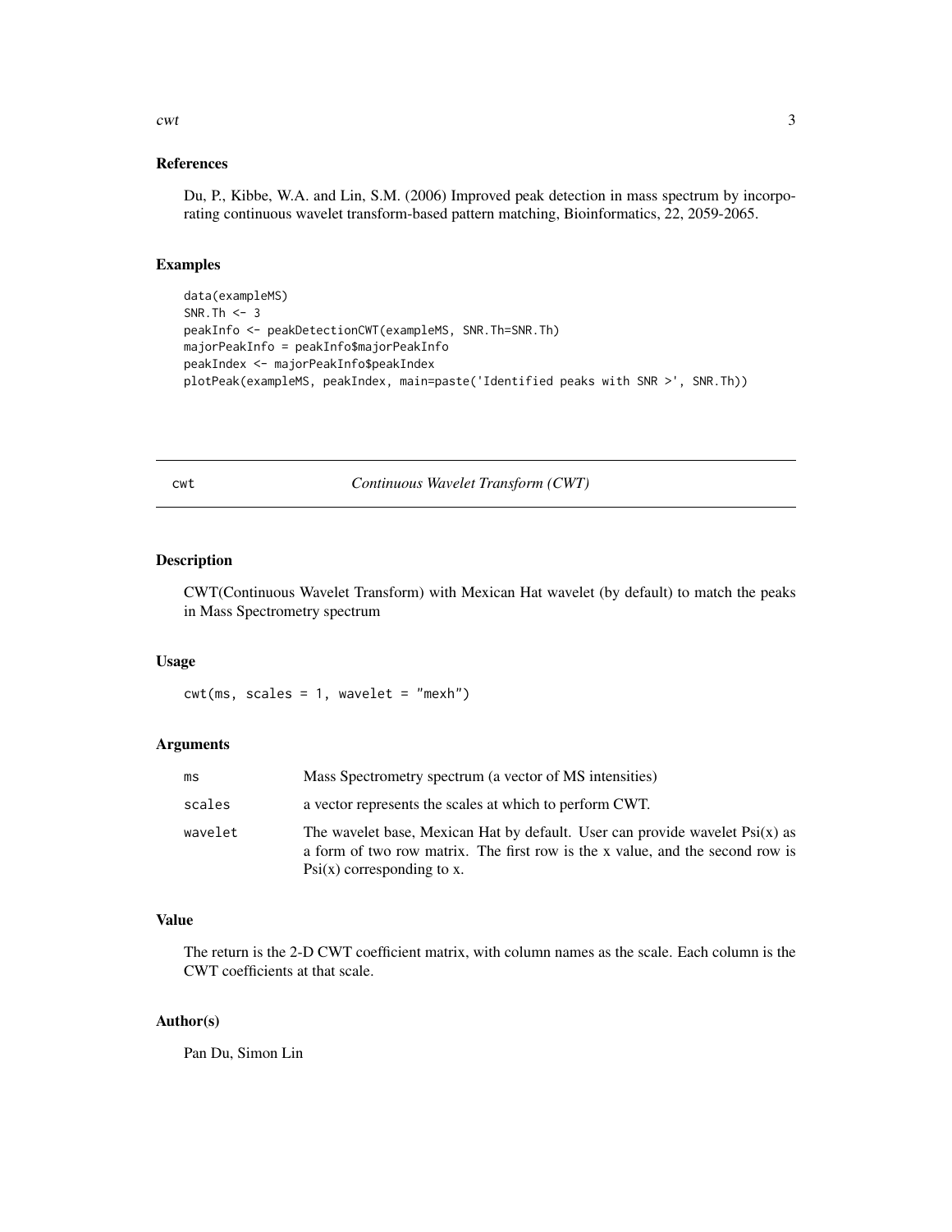### References

Du, P., Kibbe, W.A. and Lin, S.M. (2006) Improved peak detection in mass spectrum by incorporating continuous wavelet transform-based pattern matching, Bioinformatics, 22, 2059-2065.

### Examples

```
data(exampleMS)
SNR.Th <- 3
peakInfo <- peakDetectionCWT(exampleMS, SNR.Th=SNR.Th)
majorPeakInfo = peakInfo$majorPeakInfo
peakIndex <- majorPeakInfo$peakIndex
plotPeak(exampleMS, peakIndex, main=paste('Identified peaks with SNR >', SNR.Th))
```

---

## cwt — *Continuous Wavelet Transform (CWT)*

---

### Description

CWT(Continuous Wavelet Transform) with Mexican Hat wavelet (by default) to match the peaks in Mass Spectrometry spectrum

### Usage

```
cwt(ms, scales = 1, wavelet = "mexh")
```

### Arguments

| | |
|---|---|
| ms | Mass Spectrometry spectrum (a vector of MS intensities) |
| scales | a vector represents the scales at which to perform CWT. |
| wavelet | The wavelet base, Mexican Hat by default. User can provide wavelet Psi(x) as a form of two row matrix. The first row is the x value, and the second row is Psi(x) corresponding to x. |

### Value

The return is the 2-D CWT coefficient matrix, with column names as the scale. Each column is the CWT coefficients at that scale.

### Author(s)

Pan Du, Simon Lin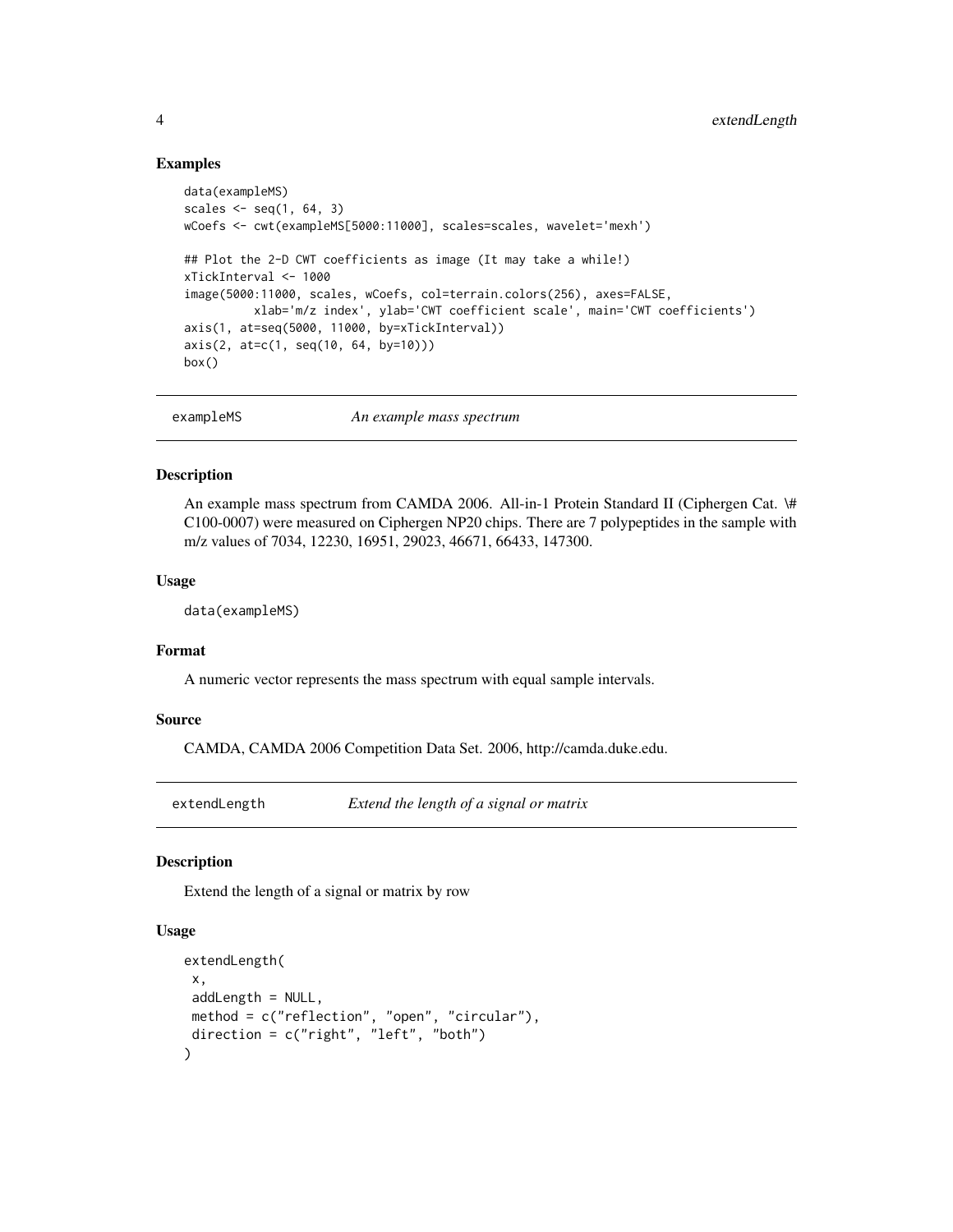### Examples

```
data(exampleMS)
scales <- seq(1, 64, 3)
wCoefs <- cwt(exampleMS[5000:11000], scales=scales, wavelet='mexh')

## Plot the 2-D CWT coefficients as image (It may take a while!)
xTickInterval <- 1000
image(5000:11000, scales, wCoefs, col=terrain.colors(256), axes=FALSE,
         xlab='m/z index', ylab='CWT coefficient scale', main='CWT coefficients')
axis(1, at=seq(5000, 11000, by=xTickInterval))
axis(2, at=c(1, seq(10, 64, by=10)))
box()
```

## exampleMS — *An example mass spectrum*

### Description

An example mass spectrum from CAMDA 2006. All-in-1 Protein Standard II (Ciphergen Cat. \# C100-0007) were measured on Ciphergen NP20 chips. There are 7 polypeptides in the sample with m/z values of 7034, 12230, 16951, 29023, 46671, 66433, 147300.

### Usage

```
data(exampleMS)
```

### Format

A numeric vector represents the mass spectrum with equal sample intervals.

### Source

CAMDA, CAMDA 2006 Competition Data Set. 2006, http://camda.duke.edu.

## extendLength — *Extend the length of a signal or matrix*

### Description

Extend the length of a signal or matrix by row

### Usage

```
extendLength(
 x,
 addLength = NULL,
 method = c("reflection", "open", "circular"),
 direction = c("right", "left", "both")
)
```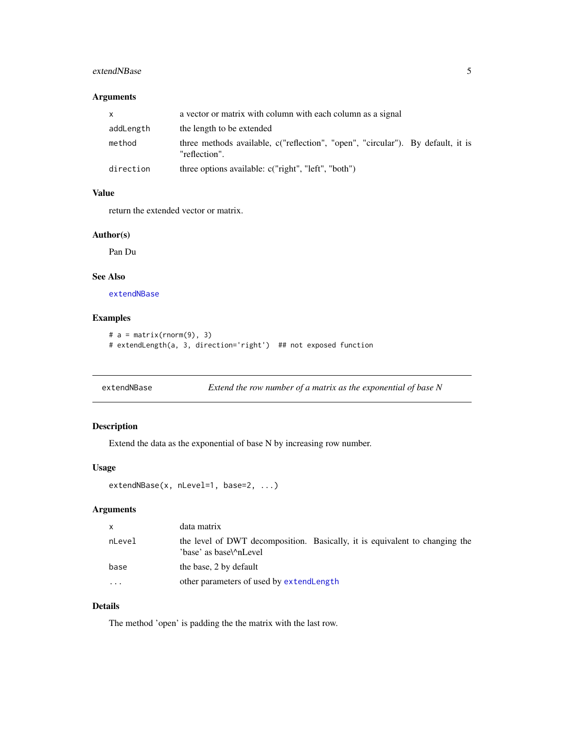## Arguments

| | |
|---|---|
| x | a vector or matrix with column with each column as a signal |
| addLength | the length to be extended |
| method | three methods available, c("reflection", "open", "circular"). By default, it is "reflection". |
| direction | three options available: c("right", "left", "both") |

## Value

return the extended vector or matrix.

## Author(s)

Pan Du

## See Also

extendNBase

## Examples

```
# a = matrix(rnorm(9), 3)
# extendLength(a, 3, direction='right')  ## not exposed function
```

---

# extendNBase — *Extend the row number of a matrix as the exponential of base N*

## Description

Extend the data as the exponential of base N by increasing row number.

## Usage

```
extendNBase(x, nLevel=1, base=2, ...)
```

## Arguments

| | |
|---|---|
| x | data matrix |
| nLevel | the level of DWT decomposition. Basically, it is equivalent to changing the 'base' as base\^nLevel |
| base | the base, 2 by default |
| ... | other parameters of used by extendLength |

## Details

The method 'open' is padding the the matrix with the last row.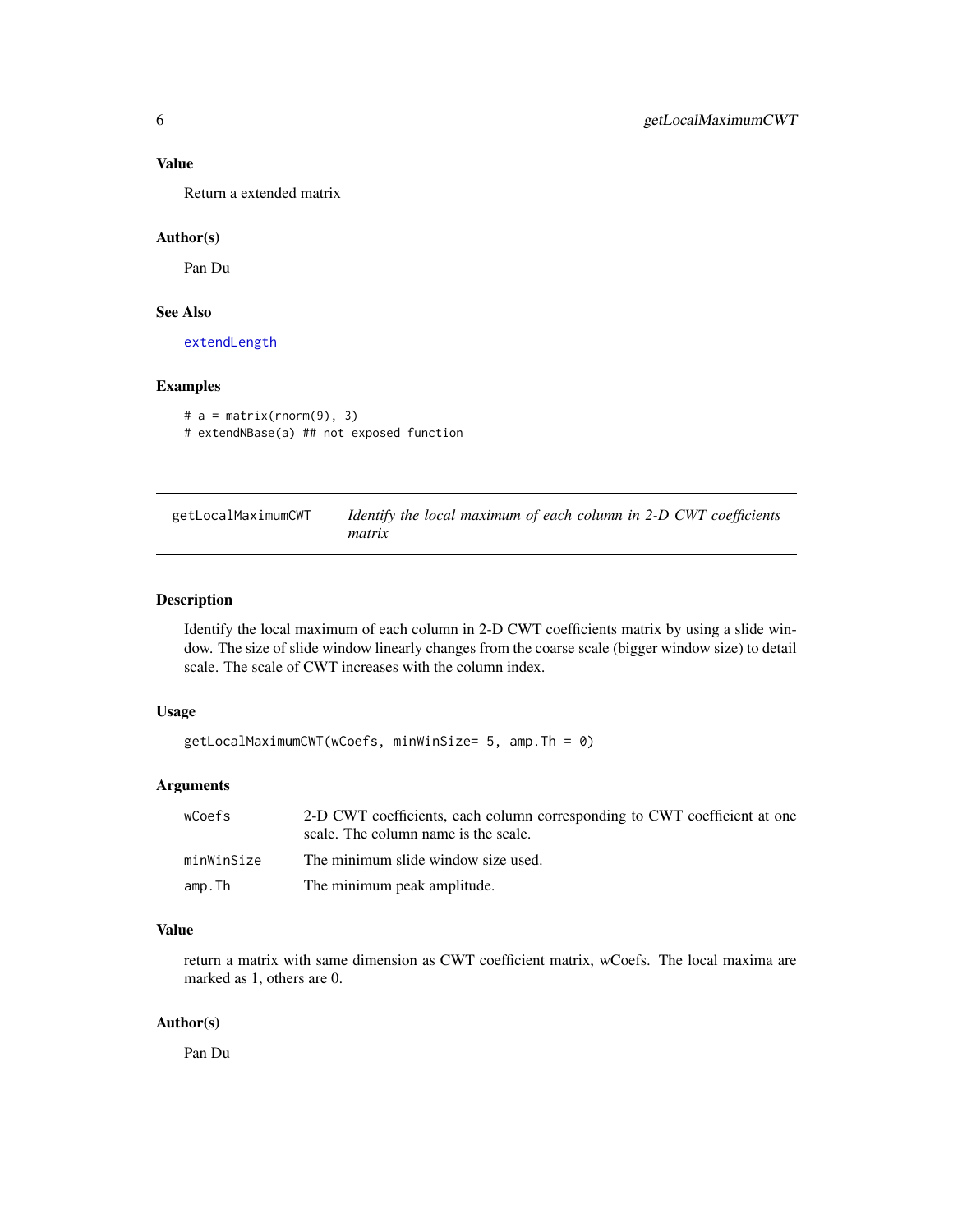### Value

Return a extended matrix

### Author(s)

Pan Du

### See Also

extendLength

### Examples

```
# a = matrix(rnorm(9), 3)
# extendNBase(a) ## not exposed function
```

---

## getLocalMaximumCWT    *Identify the local maximum of each column in 2-D CWT coefficients matrix*

---

### Description

Identify the local maximum of each column in 2-D CWT coefficients matrix by using a slide window. The size of slide window linearly changes from the coarse scale (bigger window size) to detail scale. The scale of CWT increases with the column index.

### Usage

```
getLocalMaximumCWT(wCoefs, minWinSize= 5, amp.Th = 0)
```

### Arguments

| | |
|---|---|
| wCoefs | 2-D CWT coefficients, each column corresponding to CWT coefficient at one scale. The column name is the scale. |
| minWinSize | The minimum slide window size used. |
| amp.Th | The minimum peak amplitude. |

### Value

return a matrix with same dimension as CWT coefficient matrix, wCoefs. The local maxima are marked as 1, others are 0.

### Author(s)

Pan Du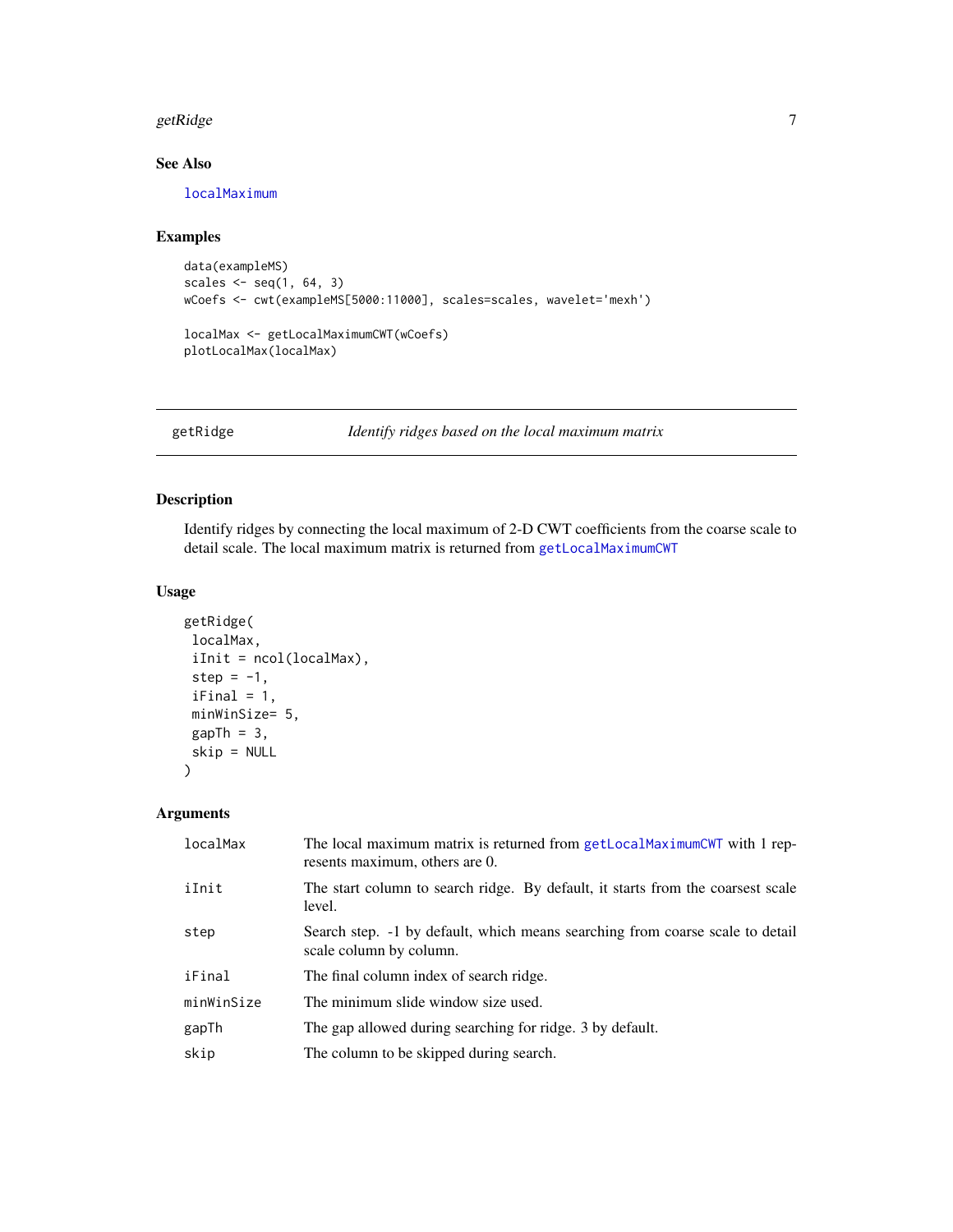## See Also

localMaximum

## Examples

```
data(exampleMS)
scales <- seq(1, 64, 3)
wCoefs <- cwt(exampleMS[5000:11000], scales=scales, wavelet='mexh')

localMax <- getLocalMaximumCWT(wCoefs)
plotLocalMax(localMax)
```

---

# getRidge — *Identify ridges based on the local maximum matrix*

---

## Description

Identify ridges by connecting the local maximum of 2-D CWT coefficients from the coarse scale to detail scale. The local maximum matrix is returned from getLocalMaximumCWT

## Usage

```
getRidge(
 localMax,
 iInit = ncol(localMax),
 step = -1,
 iFinal = 1,
 minWinSize= 5,
 gapTh = 3,
 skip = NULL
)
```

## Arguments

| | |
|---|---|
| localMax | The local maximum matrix is returned from getLocalMaximumCWT with 1 represents maximum, others are 0. |
| iInit | The start column to search ridge. By default, it starts from the coarsest scale level. |
| step | Search step. -1 by default, which means searching from coarse scale to detail scale column by column. |
| iFinal | The final column index of search ridge. |
| minWinSize | The minimum slide window size used. |
| gapTh | The gap allowed during searching for ridge. 3 by default. |
| skip | The column to be skipped during search. |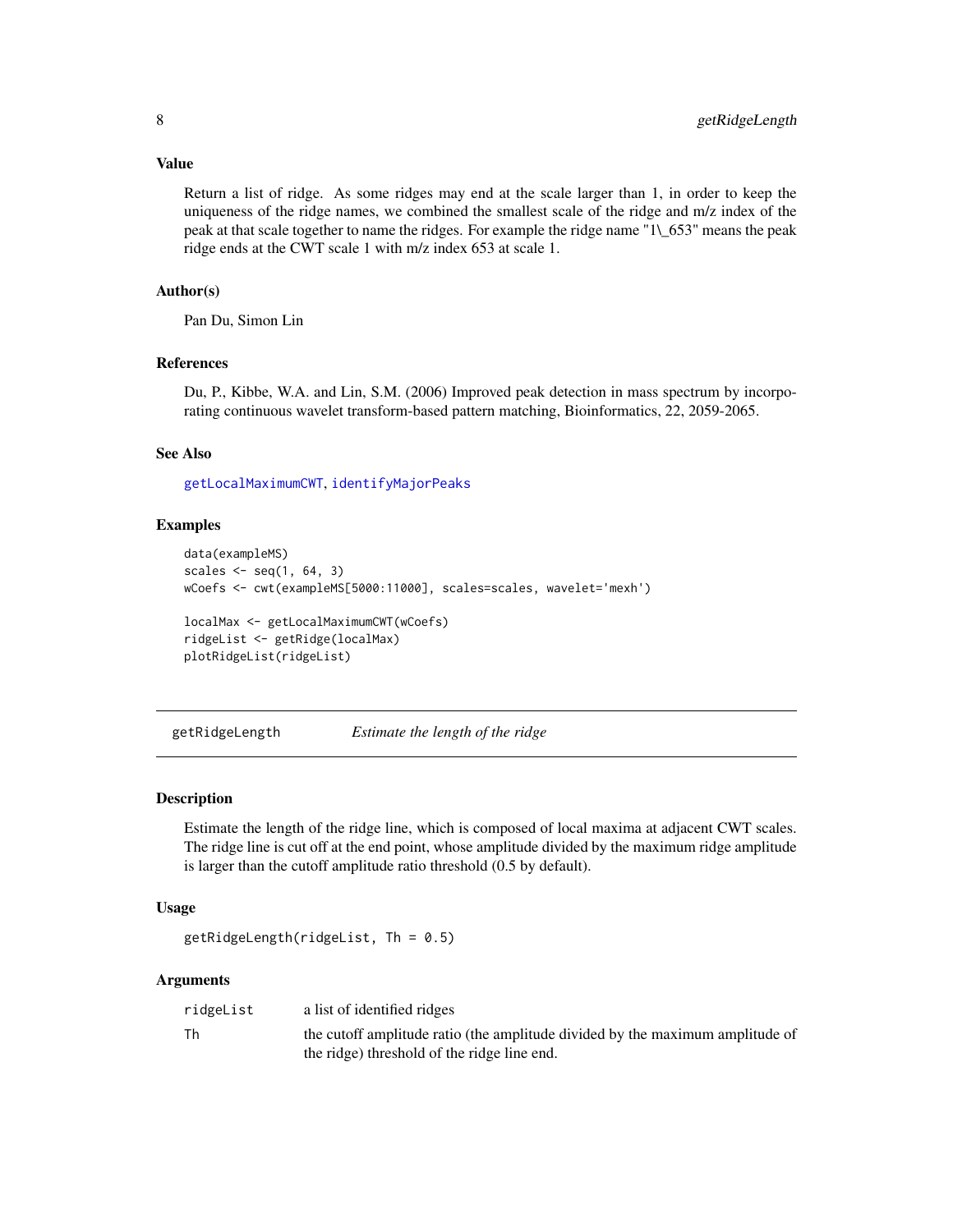### Value

Return a list of ridge. As some ridges may end at the scale larger than 1, in order to keep the uniqueness of the ridge names, we combined the smallest scale of the ridge and m/z index of the peak at that scale together to name the ridges. For example the ridge name "1\_653" means the peak ridge ends at the CWT scale 1 with m/z index 653 at scale 1.

### Author(s)

Pan Du, Simon Lin

### References

Du, P., Kibbe, W.A. and Lin, S.M. (2006) Improved peak detection in mass spectrum by incorporating continuous wavelet transform-based pattern matching, Bioinformatics, 22, 2059-2065.

### See Also

getLocalMaximumCWT, identifyMajorPeaks

### Examples

```
data(exampleMS)
scales <- seq(1, 64, 3)
wCoefs <- cwt(exampleMS[5000:11000], scales=scales, wavelet='mexh')

localMax <- getLocalMaximumCWT(wCoefs)
ridgeList <- getRidge(localMax)
plotRidgeList(ridgeList)
```

---

## getRidgeLength &nbsp;&nbsp;&nbsp; *Estimate the length of the ridge*

---

### Description

Estimate the length of the ridge line, which is composed of local maxima at adjacent CWT scales. The ridge line is cut off at the end point, whose amplitude divided by the maximum ridge amplitude is larger than the cutoff amplitude ratio threshold (0.5 by default).

### Usage

```
getRidgeLength(ridgeList, Th = 0.5)
```

### Arguments

| | |
|---|---|
| ridgeList | a list of identified ridges |
| Th | the cutoff amplitude ratio (the amplitude divided by the maximum amplitude of the ridge) threshold of the ridge line end. |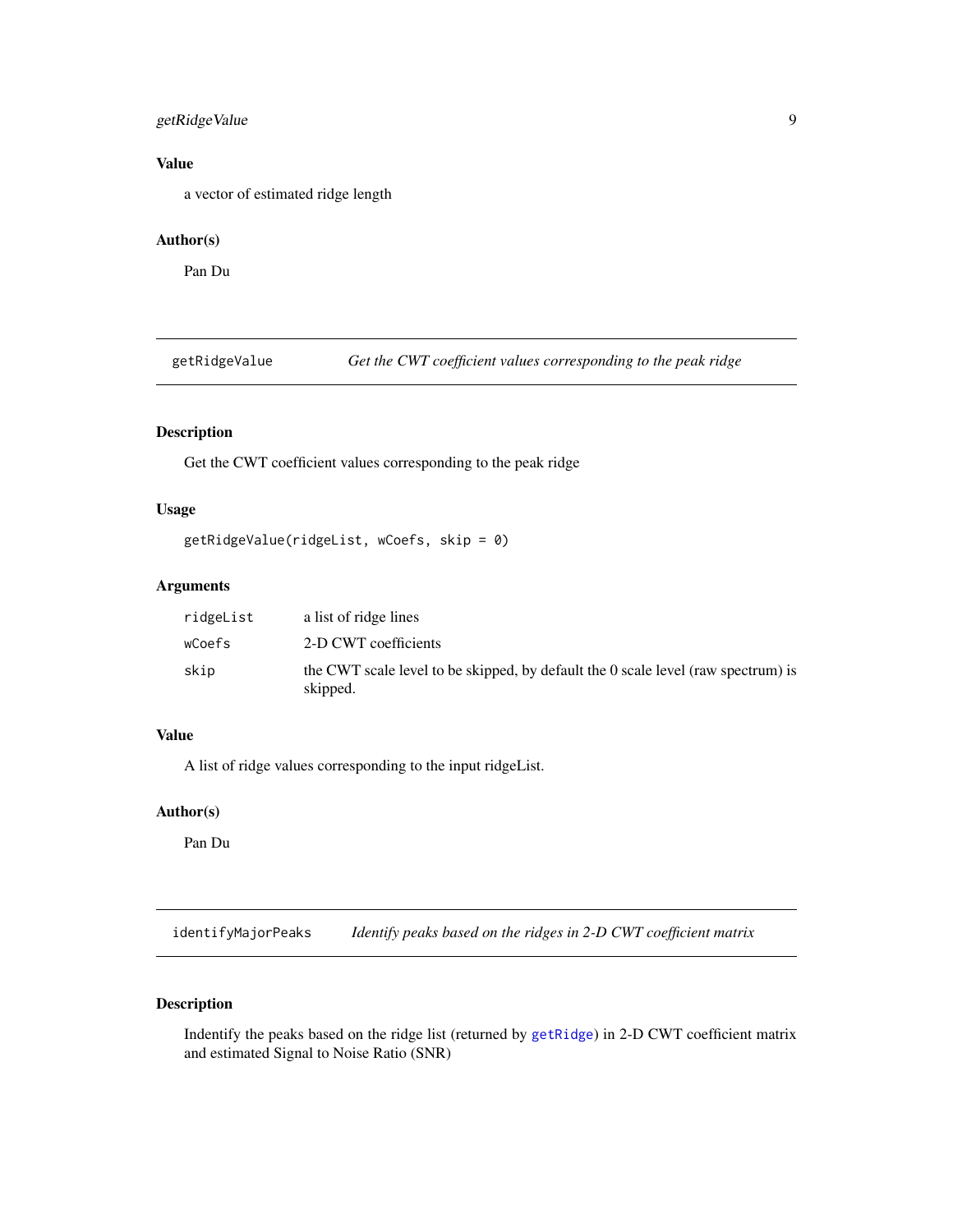### Value

a vector of estimated ridge length

### Author(s)

Pan Du

---

## getRidgeValue *Get the CWT coefficient values corresponding to the peak ridge*

### Description

Get the CWT coefficient values corresponding to the peak ridge

### Usage

```
getRidgeValue(ridgeList, wCoefs, skip = 0)
```

### Arguments

| | |
|---|---|
| ridgeList | a list of ridge lines |
| wCoefs | 2-D CWT coefficients |
| skip | the CWT scale level to be skipped, by default the 0 scale level (raw spectrum) is skipped. |

### Value

A list of ridge values corresponding to the input ridgeList.

### Author(s)

Pan Du

---

## identifyMajorPeaks *Identify peaks based on the ridges in 2-D CWT coefficient matrix*

### Description

Indentify the peaks based on the ridge list (returned by getRidge) in 2-D CWT coefficient matrix and estimated Signal to Noise Ratio (SNR)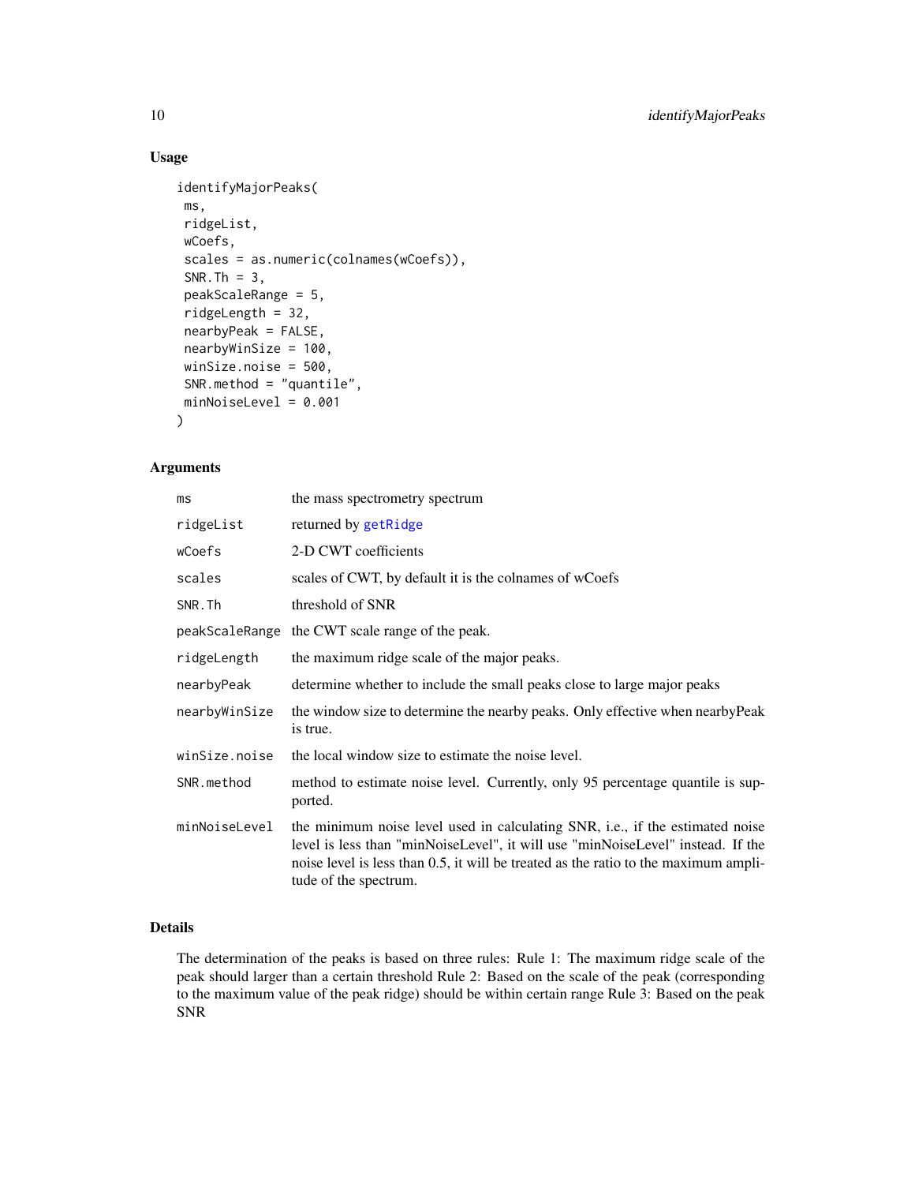## Usage

```
identifyMajorPeaks(
 ms,
 ridgeList,
 wCoefs,
 scales = as.numeric(colnames(wCoefs)),
 SNR.Th = 3,
 peakScaleRange = 5,
 ridgeLength = 32,
 nearbyPeak = FALSE,
 nearbyWinSize = 100,
 winSize.noise = 500,
 SNR.method = "quantile",
 minNoiseLevel = 0.001
)
```

## Arguments

| | |
|---|---|
| `ms` | the mass spectrometry spectrum |
| `ridgeList` | returned by `getRidge` |
| `wCoefs` | 2-D CWT coefficients |
| `scales` | scales of CWT, by default it is the colnames of wCoefs |
| `SNR.Th` | threshold of SNR |
| `peakScaleRange` | the CWT scale range of the peak. |
| `ridgeLength` | the maximum ridge scale of the major peaks. |
| `nearbyPeak` | determine whether to include the small peaks close to large major peaks |
| `nearbyWinSize` | the window size to determine the nearby peaks. Only effective when nearbyPeak is true. |
| `winSize.noise` | the local window size to estimate the noise level. |
| `SNR.method` | method to estimate noise level. Currently, only 95 percentage quantile is supported. |
| `minNoiseLevel` | the minimum noise level used in calculating SNR, i.e., if the estimated noise level is less than "minNoiseLevel", it will use "minNoiseLevel" instead. If the noise level is less than 0.5, it will be treated as the ratio to the maximum amplitude of the spectrum. |

## Details

The determination of the peaks is based on three rules: Rule 1: The maximum ridge scale of the peak should larger than a certain threshold Rule 2: Based on the scale of the peak (corresponding to the maximum value of the peak ridge) should be within certain range Rule 3: Based on the peak SNR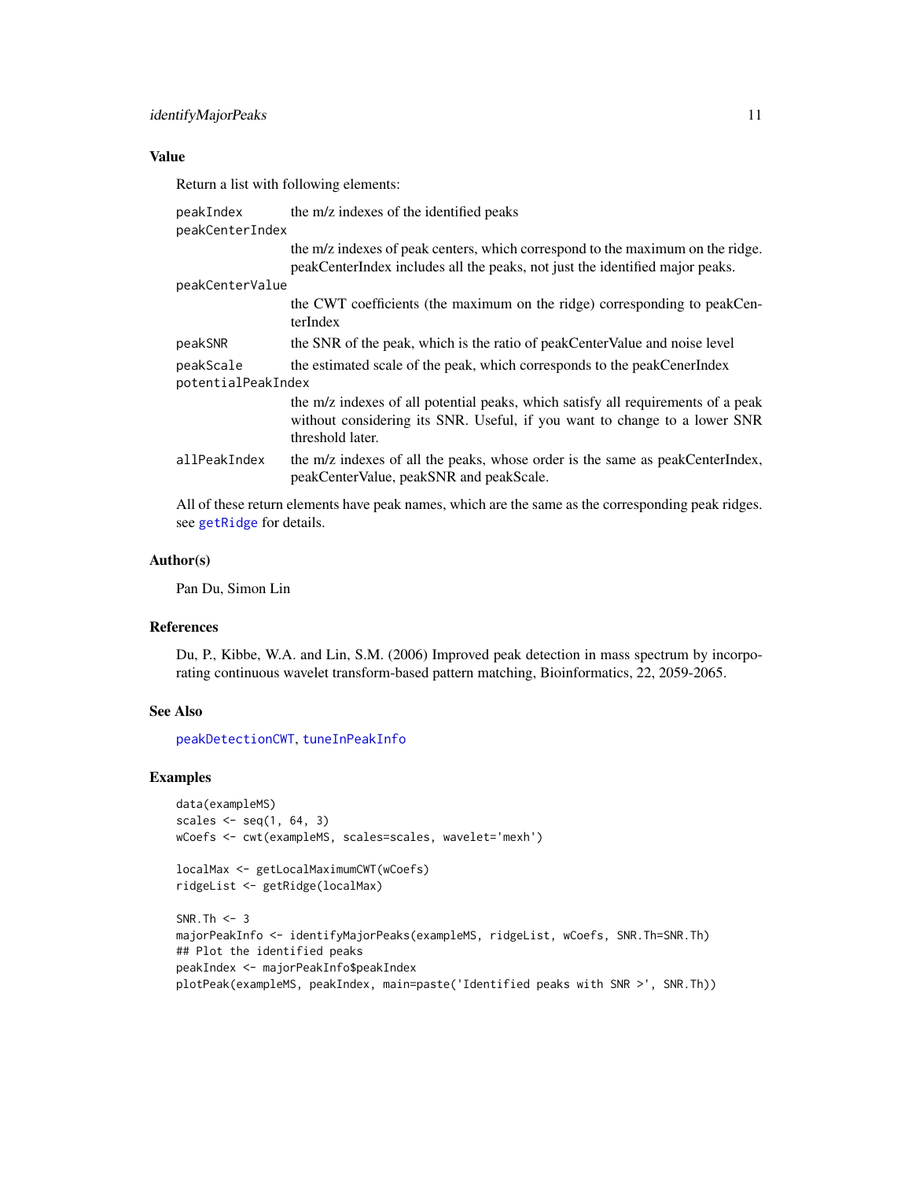### Value

Return a list with following elements:

- `peakIndex` — the m/z indexes of the identified peaks
- `peakCenterIndex` — the m/z indexes of peak centers, which correspond to the maximum on the ridge. peakCenterIndex includes all the peaks, not just the identified major peaks.
- `peakCenterValue` — the CWT coefficients (the maximum on the ridge) corresponding to peakCenterIndex
- `peakSNR` — the SNR of the peak, which is the ratio of peakCenterValue and noise level
- `peakScale` — the estimated scale of the peak, which corresponds to the peakCenerIndex
- `potentialPeakIndex` — the m/z indexes of all potential peaks, which satisfy all requirements of a peak without considering its SNR. Useful, if you want to change to a lower SNR threshold later.
- `allPeakIndex` — the m/z indexes of all the peaks, whose order is the same as peakCenterIndex, peakCenterValue, peakSNR and peakScale.

All of these return elements have peak names, which are the same as the corresponding peak ridges. see `getRidge` for details.

### Author(s)

Pan Du, Simon Lin

### References

Du, P., Kibbe, W.A. and Lin, S.M. (2006) Improved peak detection in mass spectrum by incorporating continuous wavelet transform-based pattern matching, Bioinformatics, 22, 2059-2065.

### See Also

`peakDetectionCWT`, `tuneInPeakInfo`

### Examples

```
data(exampleMS)
scales <- seq(1, 64, 3)
wCoefs <- cwt(exampleMS, scales=scales, wavelet='mexh')

localMax <- getLocalMaximumCWT(wCoefs)
ridgeList <- getRidge(localMax)

SNR.Th <- 3
majorPeakInfo <- identifyMajorPeaks(exampleMS, ridgeList, wCoefs, SNR.Th=SNR.Th)
## Plot the identified peaks
peakIndex <- majorPeakInfo$peakIndex
plotPeak(exampleMS, peakIndex, main=paste('Identified peaks with SNR >', SNR.Th))
```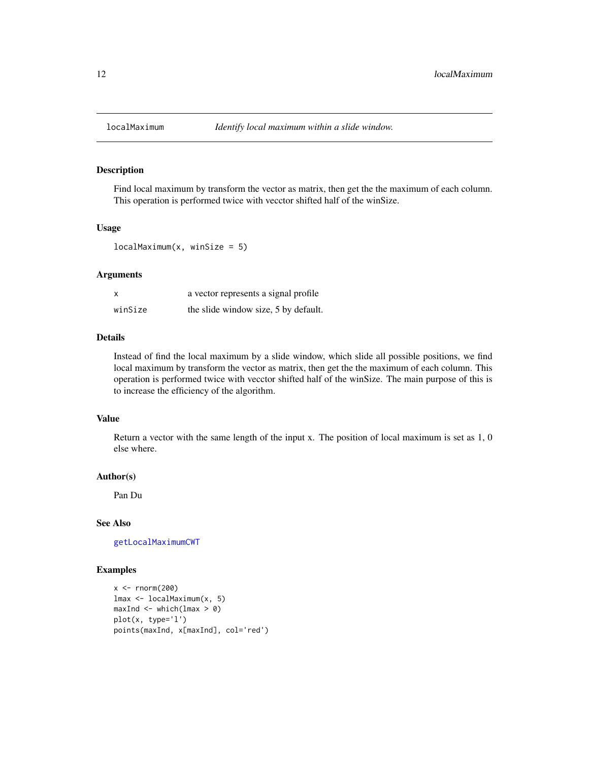# localMaximum — *Identify local maximum within a slide window.*

## Description

Find local maximum by transform the vector as matrix, then get the the maximum of each column. This operation is performed twice with vecctor shifted half of the winSize.

## Usage

```
localMaximum(x, winSize = 5)
```

## Arguments

| | |
|---|---|
| `x` | a vector represents a signal profile |
| `winSize` | the slide window size, 5 by default. |

## Details

Instead of find the local maximum by a slide window, which slide all possible positions, we find local maximum by transform the vector as matrix, then get the the maximum of each column. This operation is performed twice with vecctor shifted half of the winSize. The main purpose of this is to increase the efficiency of the algorithm.

## Value

Return a vector with the same length of the input x. The position of local maximum is set as 1, 0 else where.

## Author(s)

Pan Du

## See Also

`getLocalMaximumCWT`

## Examples

```
x <- rnorm(200)
lmax <- localMaximum(x, 5)
maxInd <- which(lmax > 0)
plot(x, type='l')
points(maxInd, x[maxInd], col='red')
```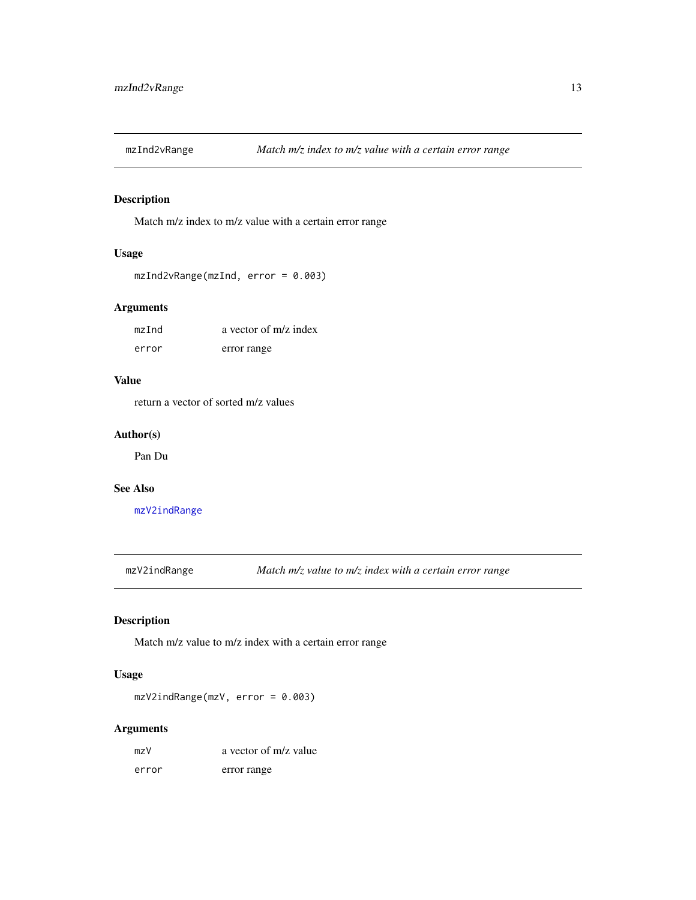## mzInd2vRange — *Match m/z index to m/z value with a certain error range*

### Description

Match m/z index to m/z value with a certain error range

### Usage

```
mzInd2vRange(mzInd, error = 0.003)
```

### Arguments

| | |
|---|---|
| mzInd | a vector of m/z index |
| error | error range |

### Value

return a vector of sorted m/z values

### Author(s)

Pan Du

### See Also

mzV2indRange

## mzV2indRange — *Match m/z value to m/z index with a certain error range*

### Description

Match m/z value to m/z index with a certain error range

### Usage

```
mzV2indRange(mzV, error = 0.003)
```

### Arguments

| | |
|---|---|
| mzV | a vector of m/z value |
| error | error range |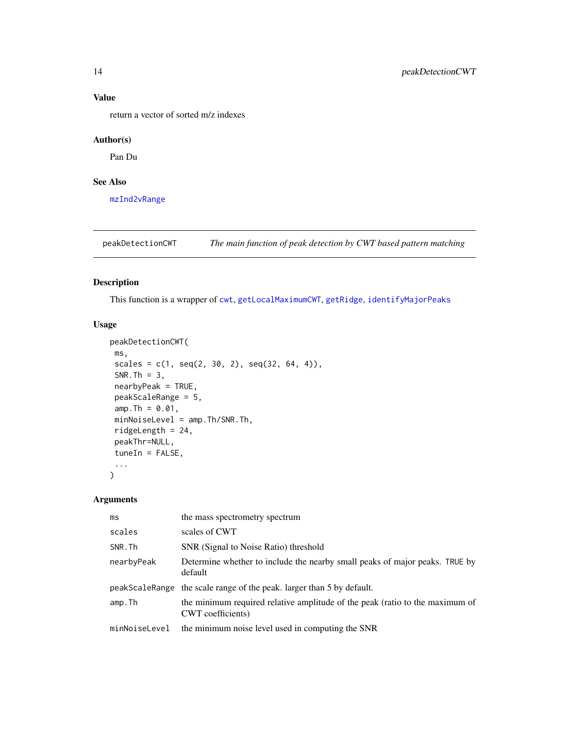### Value

return a vector of sorted m/z indexes

### Author(s)

Pan Du

### See Also

mzInd2vRange

---

## peakDetectionCWT — *The main function of peak detection by CWT based pattern matching*

---

### Description

This function is a wrapper of cwt, getLocalMaximumCWT, getRidge, identifyMajorPeaks

### Usage

```
peakDetectionCWT(
 ms,
 scales = c(1, seq(2, 30, 2), seq(32, 64, 4)),
 SNR.Th = 3,
 nearbyPeak = TRUE,
 peakScaleRange = 5,
 amp.Th = 0.01,
 minNoiseLevel = amp.Th/SNR.Th,
 ridgeLength = 24,
 peakThr=NULL,
 tuneIn = FALSE,
 ...
)
```

### Arguments

| | |
|---|---|
| `ms` | the mass spectrometry spectrum |
| `scales` | scales of CWT |
| `SNR.Th` | SNR (Signal to Noise Ratio) threshold |
| `nearbyPeak` | Determine whether to include the nearby small peaks of major peaks. `TRUE` by default |
| `peakScaleRange` | the scale range of the peak. larger than 5 by default. |
| `amp.Th` | the minimum required relative amplitude of the peak (ratio to the maximum of CWT coefficients) |
| `minNoiseLevel` | the minimum noise level used in computing the SNR |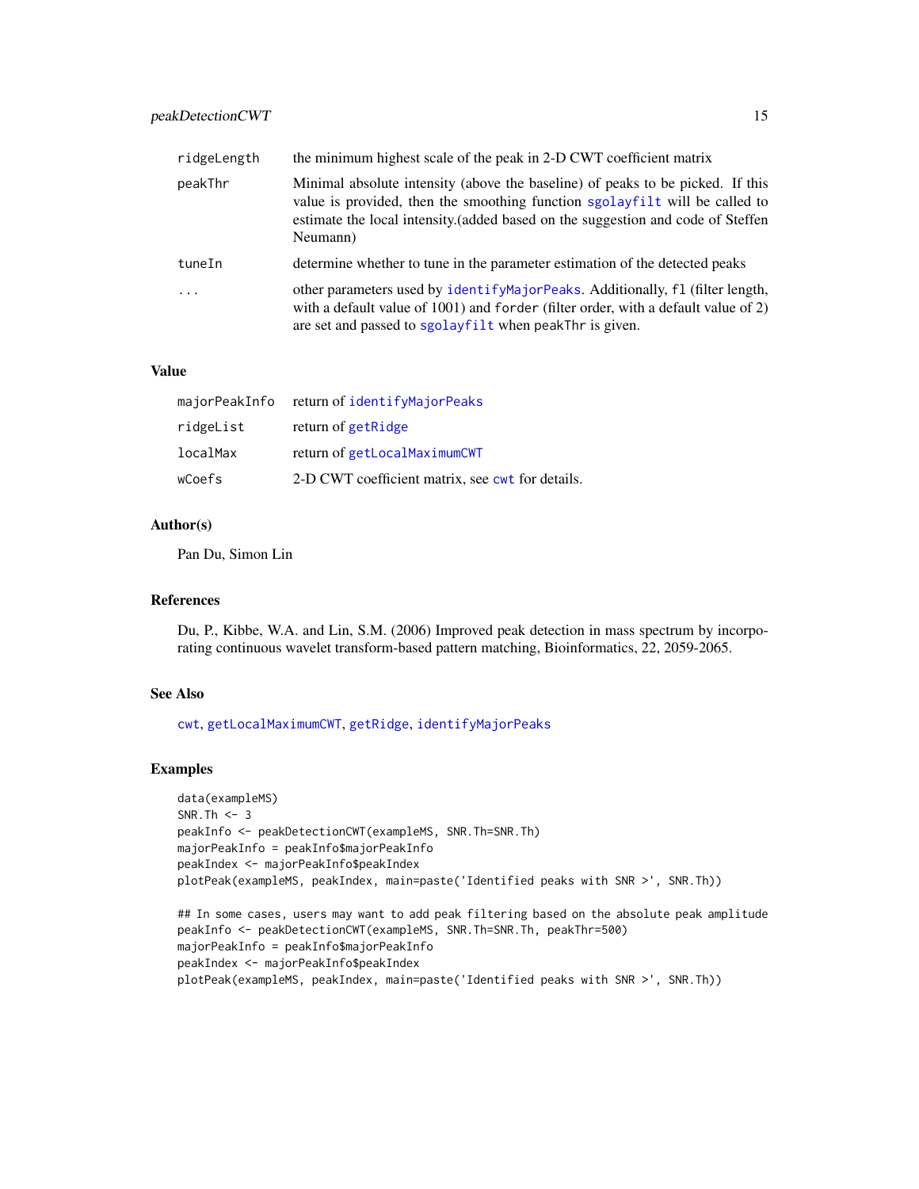| | |
|---|---|
| ridgeLength | the minimum highest scale of the peak in 2-D CWT coefficient matrix |
| peakThr | Minimal absolute intensity (above the baseline) of peaks to be picked. If this value is provided, then the smoothing function sgolayfilt will be called to estimate the local intensity.(added based on the suggestion and code of Steffen Neumann) |
| tuneIn | determine whether to tune in the parameter estimation of the detected peaks |
| ... | other parameters used by identifyMajorPeaks. Additionally, fl (filter length, with a default value of 1001) and forder (filter order, with a default value of 2) are set and passed to sgolayfilt when peakThr is given. |

### Value

| | |
|---|---|
| majorPeakInfo | return of identifyMajorPeaks |
| ridgeList | return of getRidge |
| localMax | return of getLocalMaximumCWT |
| wCoefs | 2-D CWT coefficient matrix, see cwt for details. |

### Author(s)

Pan Du, Simon Lin

### References

Du, P., Kibbe, W.A. and Lin, S.M. (2006) Improved peak detection in mass spectrum by incorporating continuous wavelet transform-based pattern matching, Bioinformatics, 22, 2059-2065.

### See Also

cwt, getLocalMaximumCWT, getRidge, identifyMajorPeaks

### Examples

```
data(exampleMS)
SNR.Th <- 3
peakInfo <- peakDetectionCWT(exampleMS, SNR.Th=SNR.Th)
majorPeakInfo = peakInfo$majorPeakInfo
peakIndex <- majorPeakInfo$peakIndex
plotPeak(exampleMS, peakIndex, main=paste('Identified peaks with SNR >', SNR.Th))

## In some cases, users may want to add peak filtering based on the absolute peak amplitude
peakInfo <- peakDetectionCWT(exampleMS, SNR.Th=SNR.Th, peakThr=500)
majorPeakInfo = peakInfo$majorPeakInfo
peakIndex <- majorPeakInfo$peakIndex
plotPeak(exampleMS, peakIndex, main=paste('Identified peaks with SNR >', SNR.Th))
```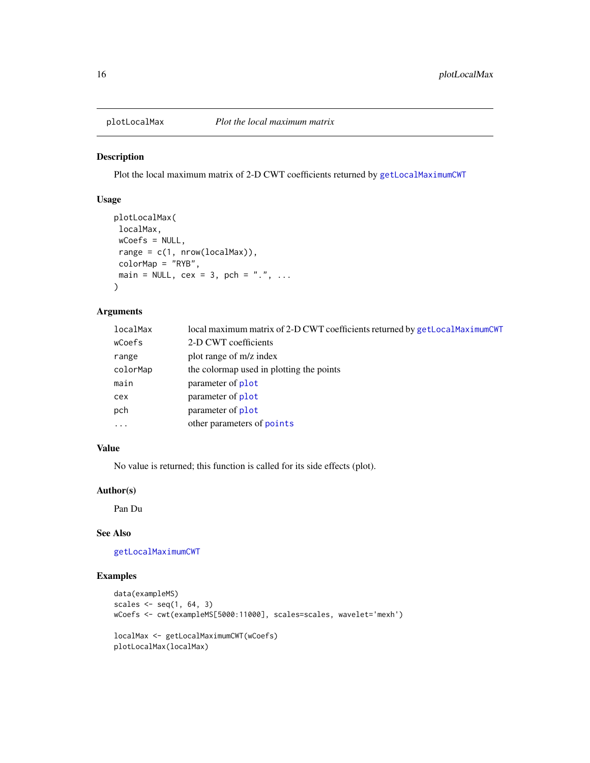# plotLocalMax — *Plot the local maximum matrix*

## Description

Plot the local maximum matrix of 2-D CWT coefficients returned by getLocalMaximumCWT

## Usage

```
plotLocalMax(
 localMax,
 wCoefs = NULL,
 range = c(1, nrow(localMax)),
 colorMap = "RYB",
 main = NULL, cex = 3, pch = ".", ...
)
```

## Arguments

| | |
|---|---|
| localMax | local maximum matrix of 2-D CWT coefficients returned by getLocalMaximumCWT |
| wCoefs | 2-D CWT coefficients |
| range | plot range of m/z index |
| colorMap | the colormap used in plotting the points |
| main | parameter of plot |
| cex | parameter of plot |
| pch | parameter of plot |
| ... | other parameters of points |

## Value

No value is returned; this function is called for its side effects (plot).

## Author(s)

Pan Du

## See Also

getLocalMaximumCWT

## Examples

```
data(exampleMS)
scales <- seq(1, 64, 3)
wCoefs <- cwt(exampleMS[5000:11000], scales=scales, wavelet='mexh')

localMax <- getLocalMaximumCWT(wCoefs)
plotLocalMax(localMax)
```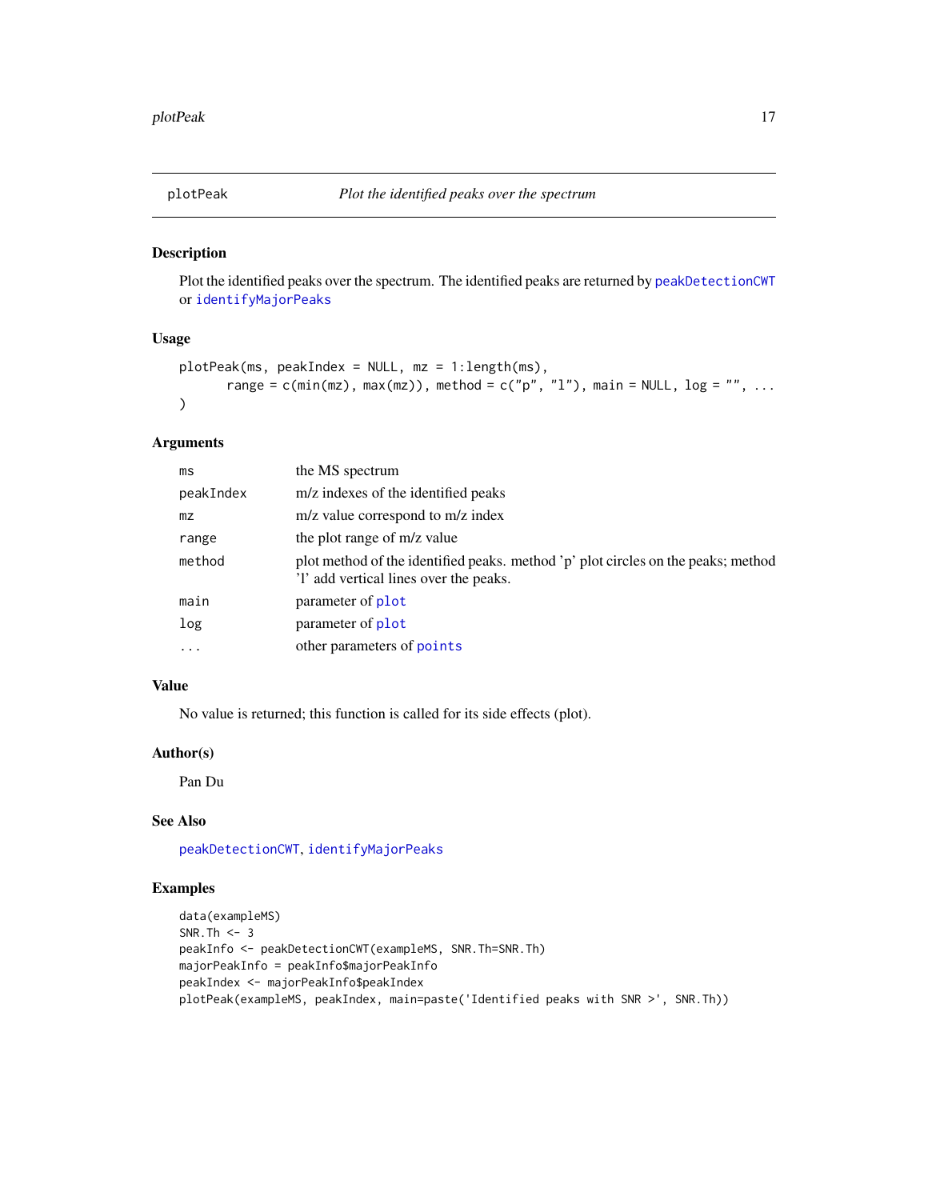## plotPeak — *Plot the identified peaks over the spectrum*

### Description

Plot the identified peaks over the spectrum. The identified peaks are returned by `peakDetectionCWT` or `identifyMajorPeaks`

### Usage

```
plotPeak(ms, peakIndex = NULL, mz = 1:length(ms),
      range = c(min(mz), max(mz)), method = c("p", "l"), main = NULL, log = "", ...
)
```

### Arguments

| | |
|---|---|
| `ms` | the MS spectrum |
| `peakIndex` | m/z indexes of the identified peaks |
| `mz` | m/z value correspond to m/z index |
| `range` | the plot range of m/z value |
| `method` | plot method of the identified peaks. method 'p' plot circles on the peaks; method 'l' add vertical lines over the peaks. |
| `main` | parameter of `plot` |
| `log` | parameter of `plot` |
| `...` | other parameters of `points` |

### Value

No value is returned; this function is called for its side effects (plot).

### Author(s)

Pan Du

### See Also

`peakDetectionCWT`, `identifyMajorPeaks`

### Examples

```
data(exampleMS)
SNR.Th <- 3
peakInfo <- peakDetectionCWT(exampleMS, SNR.Th=SNR.Th)
majorPeakInfo = peakInfo$majorPeakInfo
peakIndex <- majorPeakInfo$peakIndex
plotPeak(exampleMS, peakIndex, main=paste('Identified peaks with SNR >', SNR.Th))
```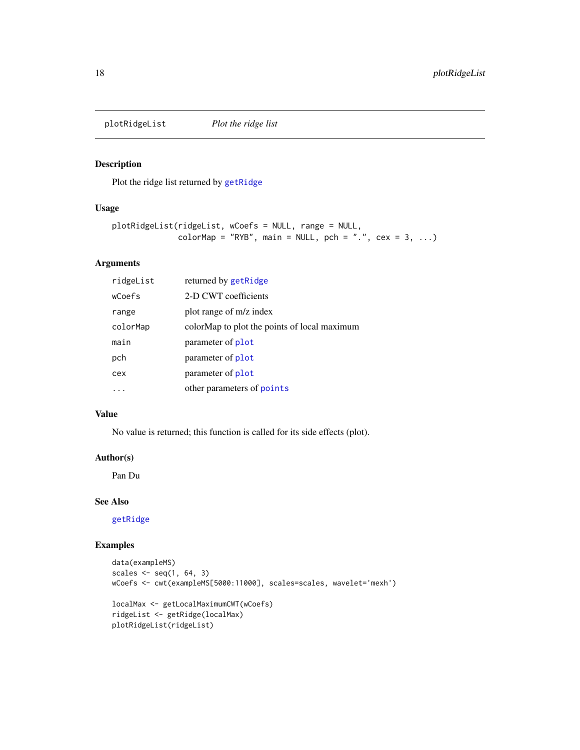## plotRidgeList *Plot the ridge list*

### Description

Plot the ridge list returned by `getRidge`

### Usage

```
plotRidgeList(ridgeList, wCoefs = NULL, range = NULL,
              colorMap = "RYB", main = NULL, pch = ".", cex = 3, ...)
```

### Arguments

| | |
|---|---|
| `ridgeList` | returned by `getRidge` |
| `wCoefs` | 2-D CWT coefficients |
| `range` | plot range of m/z index |
| `colorMap` | colorMap to plot the points of local maximum |
| `main` | parameter of `plot` |
| `pch` | parameter of `plot` |
| `cex` | parameter of `plot` |
| `...` | other parameters of `points` |

### Value

No value is returned; this function is called for its side effects (plot).

### Author(s)

Pan Du

### See Also

`getRidge`

### Examples

```
data(exampleMS)
scales <- seq(1, 64, 3)
wCoefs <- cwt(exampleMS[5000:11000], scales=scales, wavelet='mexh')

localMax <- getLocalMaximumCWT(wCoefs)
ridgeList <- getRidge(localMax)
plotRidgeList(ridgeList)
```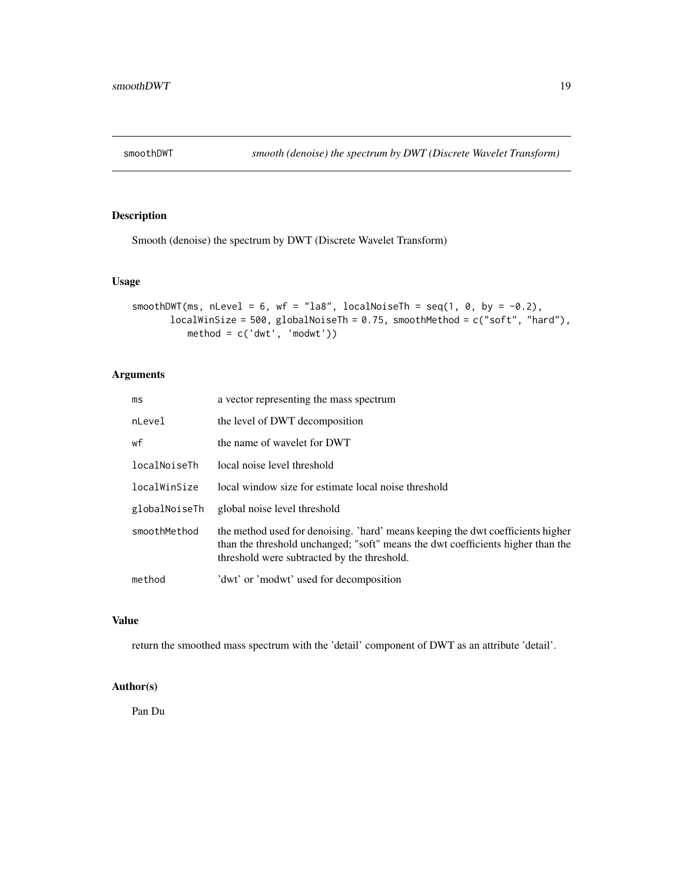# smoothDWT — *smooth (denoise) the spectrum by DWT (Discrete Wavelet Transform)*

## Description

Smooth (denoise) the spectrum by DWT (Discrete Wavelet Transform)

## Usage

```
smoothDWT(ms, nLevel = 6, wf = "la8", localNoiseTh = seq(1, 0, by = -0.2),
       localWinSize = 500, globalNoiseTh = 0.75, smoothMethod = c("soft", "hard"),
          method = c('dwt', 'modwt'))
```

## Arguments

| | |
|---|---|
| `ms` | a vector representing the mass spectrum |
| `nLevel` | the level of DWT decomposition |
| `wf` | the name of wavelet for DWT |
| `localNoiseTh` | local noise level threshold |
| `localWinSize` | local window size for estimate local noise threshold |
| `globalNoiseTh` | global noise level threshold |
| `smoothMethod` | the method used for denoising. 'hard' means keeping the dwt coefficients higher than the threshold unchanged; "soft" means the dwt coefficients higher than the threshold were subtracted by the threshold. |
| `method` | 'dwt' or 'modwt' used for decomposition |

## Value

return the smoothed mass spectrum with the 'detail' component of DWT as an attribute 'detail'.

## Author(s)

Pan Du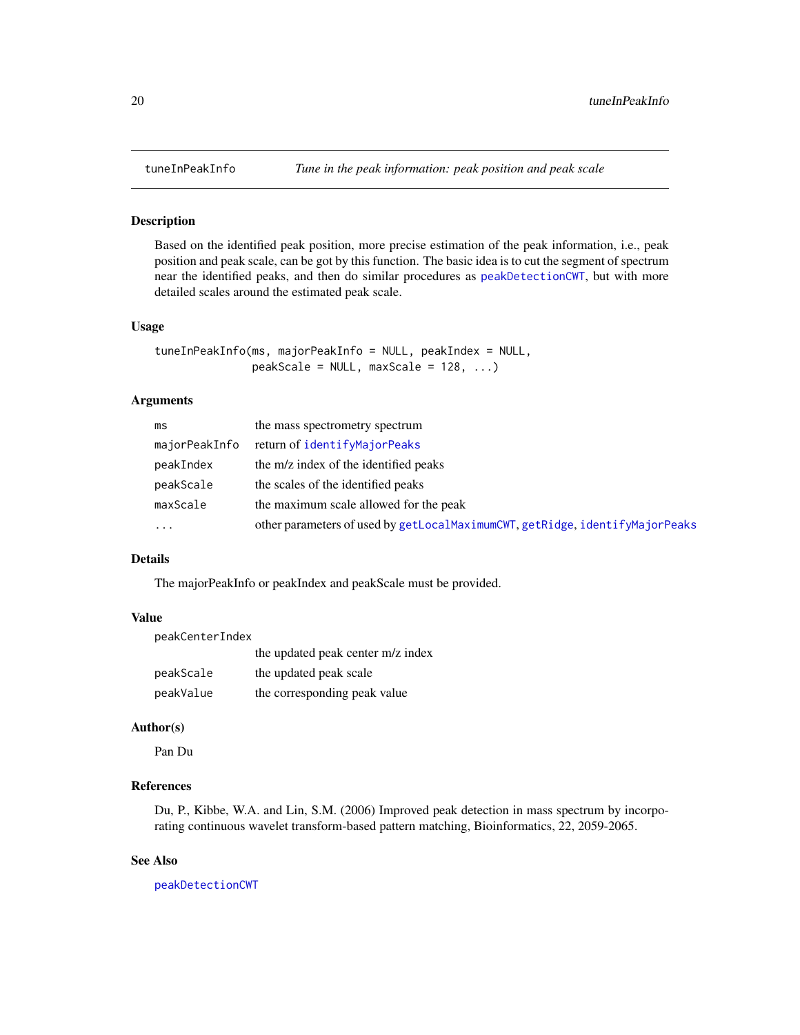# tuneInPeakInfo — *Tune in the peak information: peak position and peak scale*

## Description

Based on the identified peak position, more precise estimation of the peak information, i.e., peak position and peak scale, can be got by this function. The basic idea is to cut the segment of spectrum near the identified peaks, and then do similar procedures as peakDetectionCWT, but with more detailed scales around the estimated peak scale.

## Usage

```
tuneInPeakInfo(ms, majorPeakInfo = NULL, peakIndex = NULL,
               peakScale = NULL, maxScale = 128, ...)
```

## Arguments

| | |
|---|---|
| ms | the mass spectrometry spectrum |
| majorPeakInfo | return of identifyMajorPeaks |
| peakIndex | the m/z index of the identified peaks |
| peakScale | the scales of the identified peaks |
| maxScale | the maximum scale allowed for the peak |
| ... | other parameters of used by getLocalMaximumCWT, getRidge, identifyMajorPeaks |

## Details

The majorPeakInfo or peakIndex and peakScale must be provided.

## Value

| | |
|---|---|
| peakCenterIndex | the updated peak center m/z index |
| peakScale | the updated peak scale |
| peakValue | the corresponding peak value |

## Author(s)

Pan Du

## References

Du, P., Kibbe, W.A. and Lin, S.M. (2006) Improved peak detection in mass spectrum by incorporating continuous wavelet transform-based pattern matching, Bioinformatics, 22, 2059-2065.

## See Also

peakDetectionCWT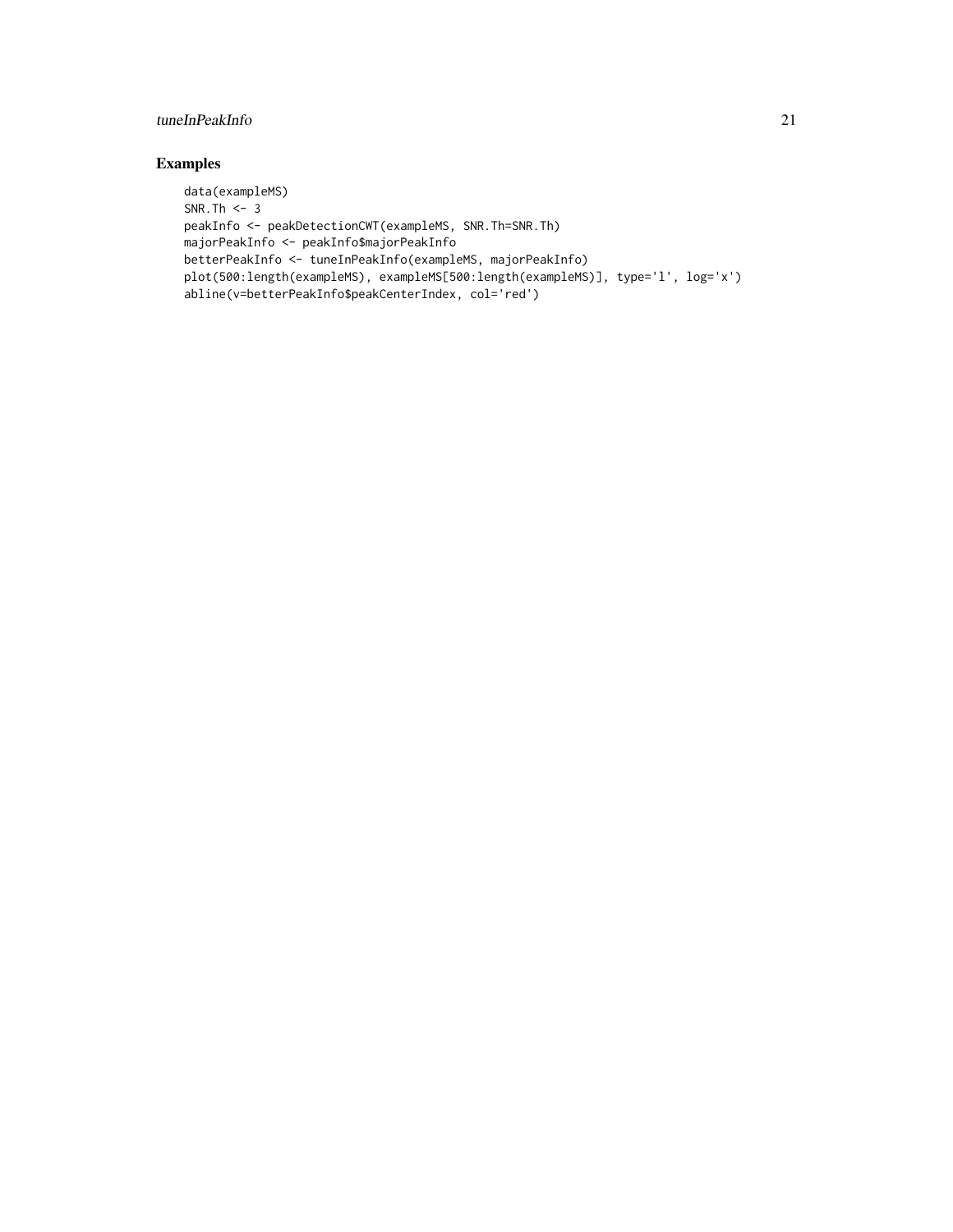## Examples

```
data(exampleMS)
SNR.Th <- 3
peakInfo <- peakDetectionCWT(exampleMS, SNR.Th=SNR.Th)
majorPeakInfo <- peakInfo$majorPeakInfo
betterPeakInfo <- tuneInPeakInfo(exampleMS, majorPeakInfo)
plot(500:length(exampleMS), exampleMS[500:length(exampleMS)], type='l', log='x')
abline(v=betterPeakInfo$peakCenterIndex, col='red')
```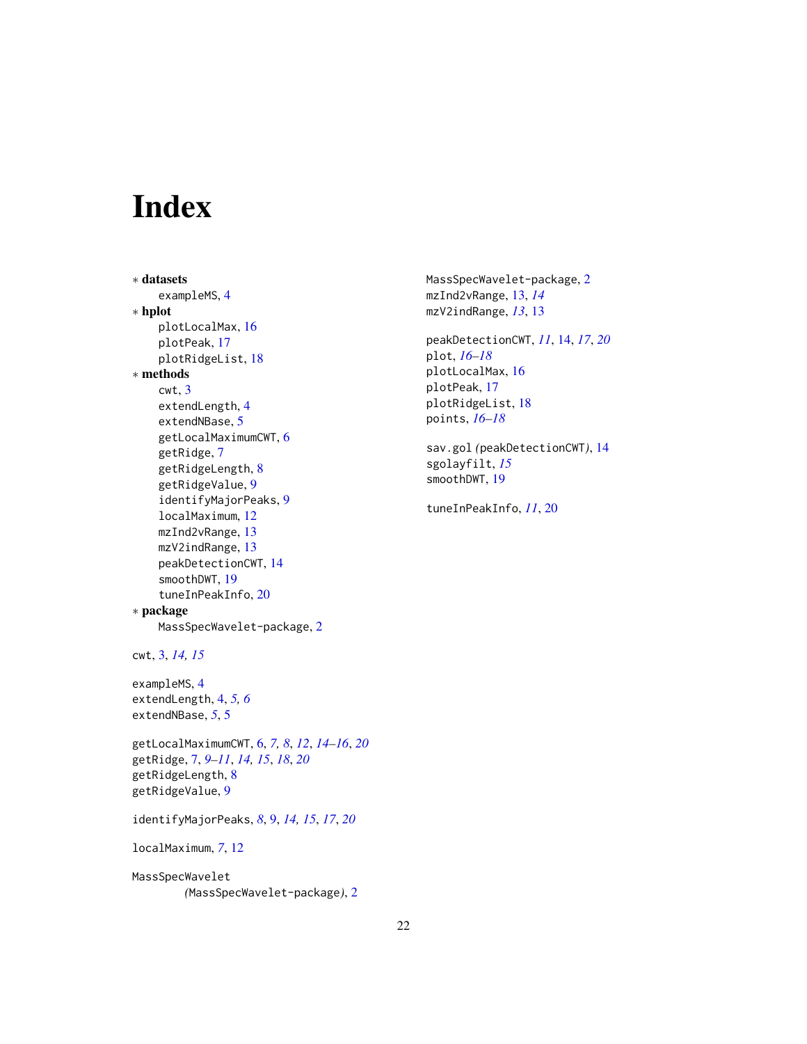# Index

* **datasets**
    exampleMS, 4
* **hplot**
    plotLocalMax, 16
    plotPeak, 17
    plotRidgeList, 18
* **methods**
    cwt, 3
    extendLength, 4
    extendNBase, 5
    getLocalMaximumCWT, 6
    getRidge, 7
    getRidgeLength, 8
    getRidgeValue, 9
    identifyMajorPeaks, 9
    localMaximum, 12
    mzInd2vRange, 13
    mzV2indRange, 13
    peakDetectionCWT, 14
    smoothDWT, 19
    tuneInPeakInfo, 20
* **package**
    MassSpecWavelet-package, 2

cwt, 3, *14, 15*

exampleMS, 4
extendLength, 4, *5, 6*
extendNBase, *5*, 5

getLocalMaximumCWT, 6, *7, 8*, *12*, *14–16*, *20*
getRidge, 7, *9–11*, *14, 15*, *18*, *20*
getRidgeLength, 8
getRidgeValue, 9

identifyMajorPeaks, *8*, 9, *14, 15*, *17*, *20*

localMaximum, *7*, 12

MassSpecWavelet
    *(*MassSpecWavelet-package*)*, 2
MassSpecWavelet-package, 2
mzInd2vRange, 13, *14*
mzV2indRange, *13*, 13

peakDetectionCWT, *11*, 14, *17*, *20*
plot, *16–18*
plotLocalMax, 16
plotPeak, 17
plotRidgeList, 18
points, *16–18*

sav.gol *(*peakDetectionCWT*)*, 14
sgolayfilt, *15*
smoothDWT, 19

tuneInPeakInfo, *11*, 20